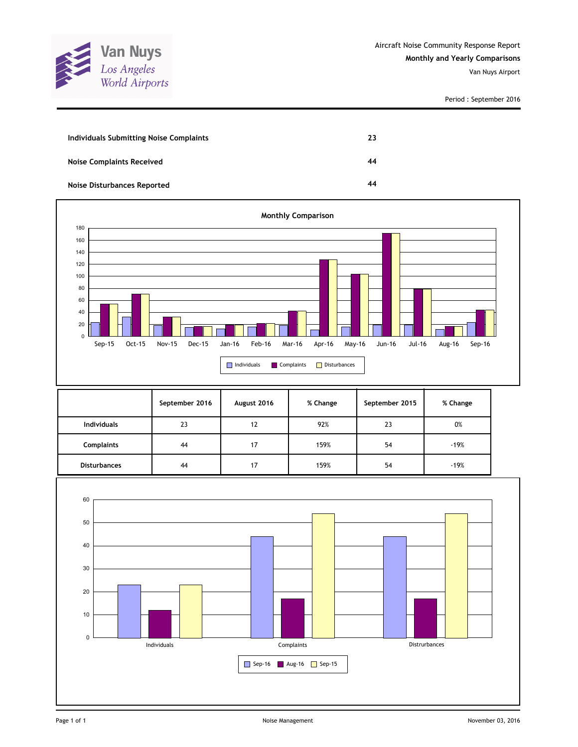Van Nuys
*Los Angeles World Airports*

Aircraft Noise Community Response Report
**Monthly and Yearly Comparisons**
Van Nuys Airport

Period : September 2016

| | |
|---|---|
| **Individuals Submitting Noise Complaints** | **23** |
| **Noise Complaints Received** | **44** |
| **Noise Disturbances Reported** | **44** |

**Monthly Comparison**

| | Sep-15 | Oct-15 | Nov-15 | Dec-15 | Jan-16 | Feb-16 | Mar-16 | Apr-16 | May-16 | Jun-16 | Jul-16 | Aug-16 | Sep-16 |
|---|---|---|---|---|---|---|---|---|---|---|---|---|---|
| Individuals | 23 | 32 | 18 | 15 | 12 | 16 | 18 | 11 | 16 | 19 | 19 | 12 | 23 |
| Complaints | 54 | 70 | 32 | 17 | 19 | 21 | 42 | 127 | 103 | 171 | 79 | 17 | 44 |
| Disturbances | 54 | 70 | 32 | 17 | 19 | 21 | 42 | 127 | 103 | 171 | 79 | 17 | 44 |

| | September 2016 | August 2016 | % Change | September 2015 | % Change |
|---|---|---|---|---|---|
| **Individuals** | 23 | 12 | 92% | 23 | 0% |
| **Complaints** | 44 | 17 | 159% | 54 | -19% |
| **Disturbances** | 44 | 17 | 159% | 54 | -19% |

| | Sep-16 | Aug-16 | Sep-15 |
|---|---|---|---|
| Individuals | 23 | 12 | 23 |
| Complaints | 44 | 17 | 54 |
| Distrurbances | 44 | 17 | 54 |

Noise Management

November 03, 2016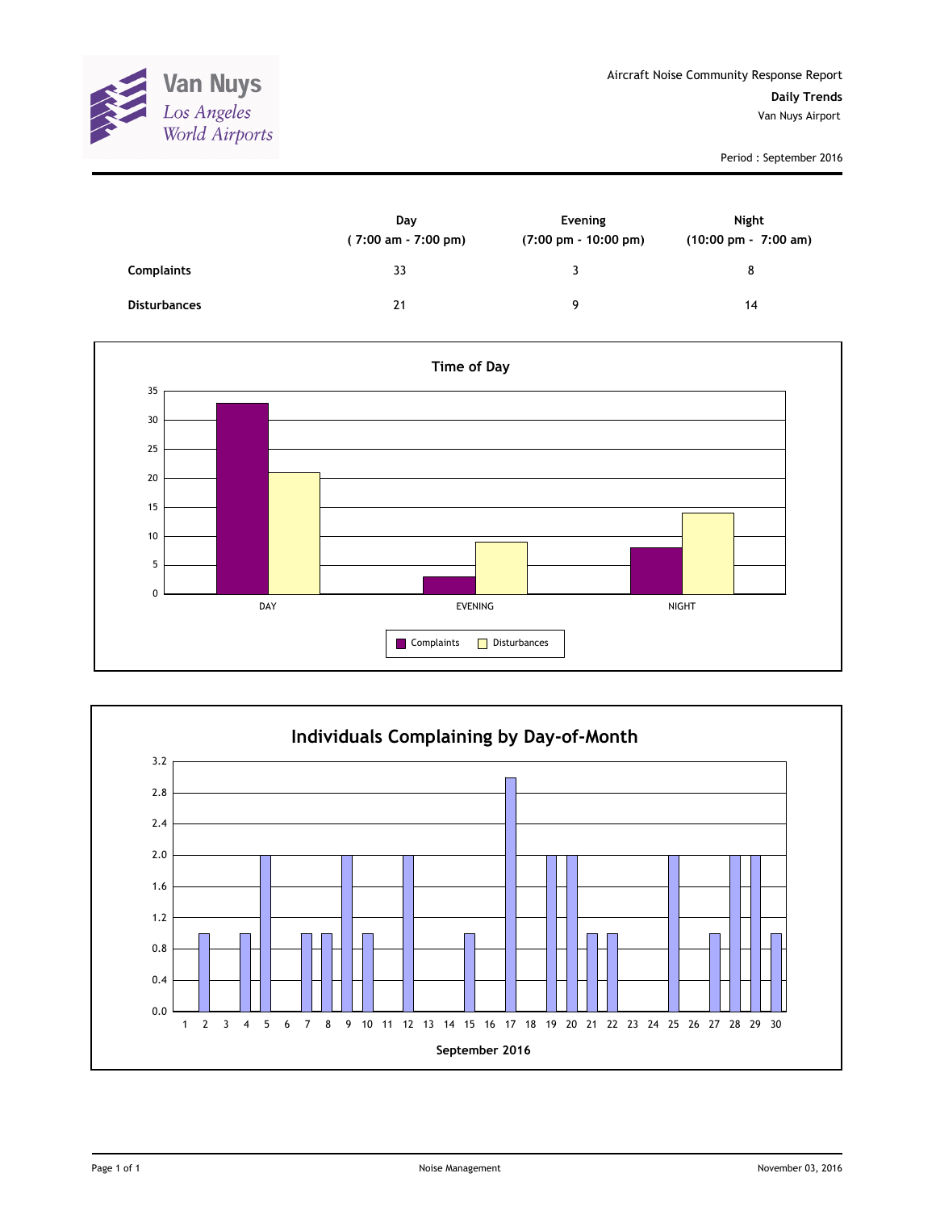Van Nuys
*Los Angeles World Airports*

Aircraft Noise Community Response Report

**Daily Trends**

Van Nuys Airport

Period : September 2016

| | Day<br>( 7:00 am - 7:00 pm) | Evening<br>(7:00 pm - 10:00 pm) | Night<br>(10:00 pm - 7:00 am) |
|---|---|---|---|
| **Complaints** | 33 | 3 | 8 |
| **Disturbances** | 21 | 9 | 14 |

**Time of Day**

| | DAY | EVENING | NIGHT |
|---|---|---|---|
| Complaints | 33 | 3 | 8 |
| Disturbances | 21 | 9 | 14 |

**Individuals Complaining by Day-of-Month**

September 2016

| Day | 1 | 2 | 3 | 4 | 5 | 6 | 7 | 8 | 9 | 10 | 11 | 12 | 13 | 14 | 15 | 16 | 17 | 18 | 19 | 20 | 21 | 22 | 23 | 24 | 25 | 26 | 27 | 28 | 29 | 30 |
|---|---|---|---|---|---|---|---|---|---|---|---|---|---|---|---|---|---|---|---|---|---|---|---|---|---|---|---|---|---|---|
| Individuals | 0 | 1 | 0 | 1 | 2 | 0 | 1 | 1 | 2 | 1 | 0 | 2 | 0 | 0 | 1 | 0 | 3 | 0 | 2 | 2 | 1 | 1 | 0 | 0 | 2 | 0 | 1 | 2 | 2 | 1 |

Noise Management

November 03, 2016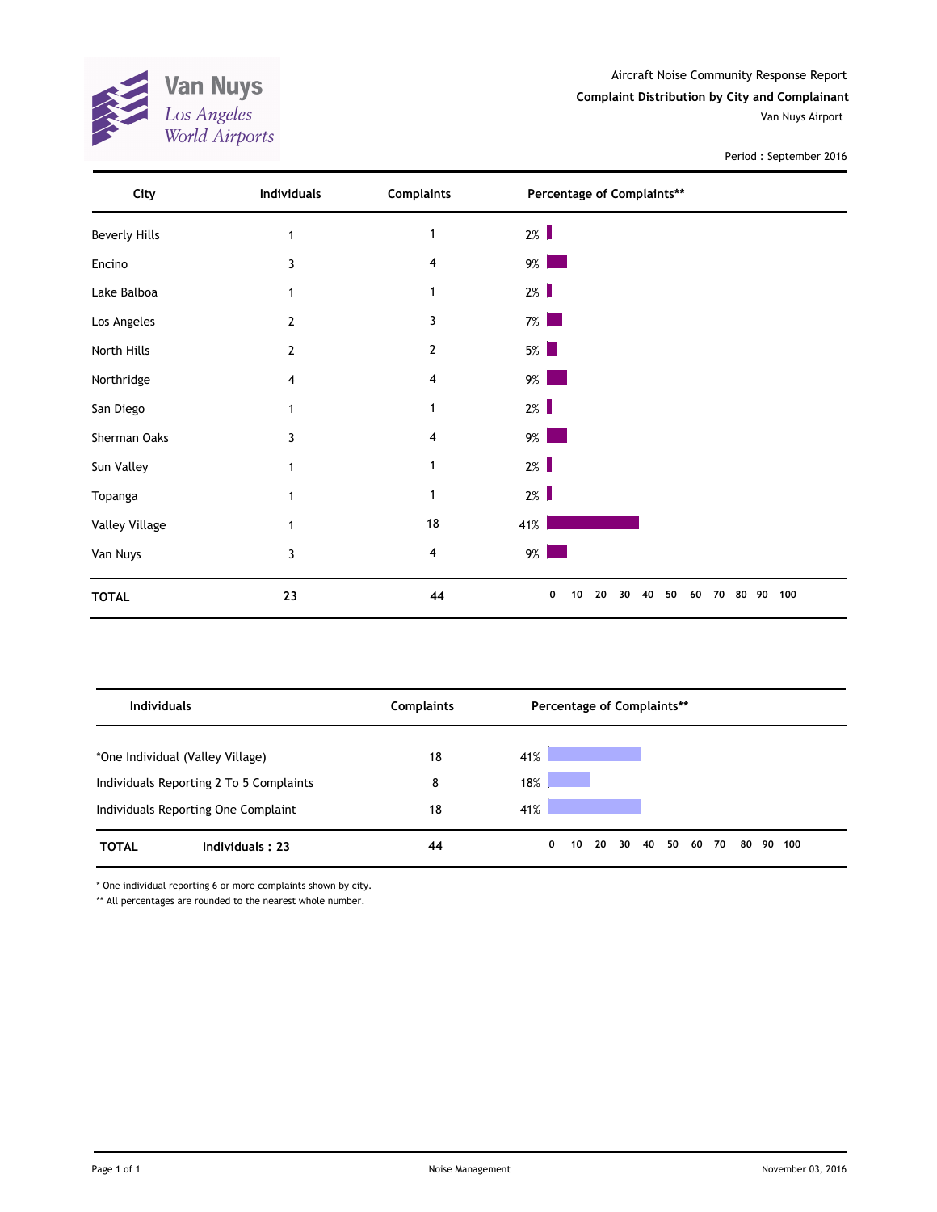Van Nuys
Los Angeles World Airports

Aircraft Noise Community Response Report

**Complaint Distribution by City and Complainant**

Van Nuys Airport

Period : September 2016

| City | Individuals | Complaints | Percentage of Complaints** |
|---|---|---|---|
| Beverly Hills | 1 | 1 | 2% |
| Encino | 3 | 4 | 9% |
| Lake Balboa | 1 | 1 | 2% |
| Los Angeles | 2 | 3 | 7% |
| North Hills | 2 | 2 | 5% |
| Northridge | 4 | 4 | 9% |
| San Diego | 1 | 1 | 2% |
| Sherman Oaks | 3 | 4 | 9% |
| Sun Valley | 1 | 1 | 2% |
| Topanga | 1 | 1 | 2% |
| Valley Village | 1 | 18 | 41% |
| Van Nuys | 3 | 4 | 9% |
| **TOTAL** | **23** | **44** | |

| Individuals | Complaints | Percentage of Complaints** |
|---|---|---|
| *One Individual (Valley Village) | 18 | 41% |
| Individuals Reporting 2 To 5 Complaints | 8 | 18% |
| Individuals Reporting One Complaint | 18 | 41% |
| **TOTAL** **Individuals : 23** | **44** | |

* One individual reporting 6 or more complaints shown by city.

** All percentages are rounded to the nearest whole number.

Noise Management

November 03, 2016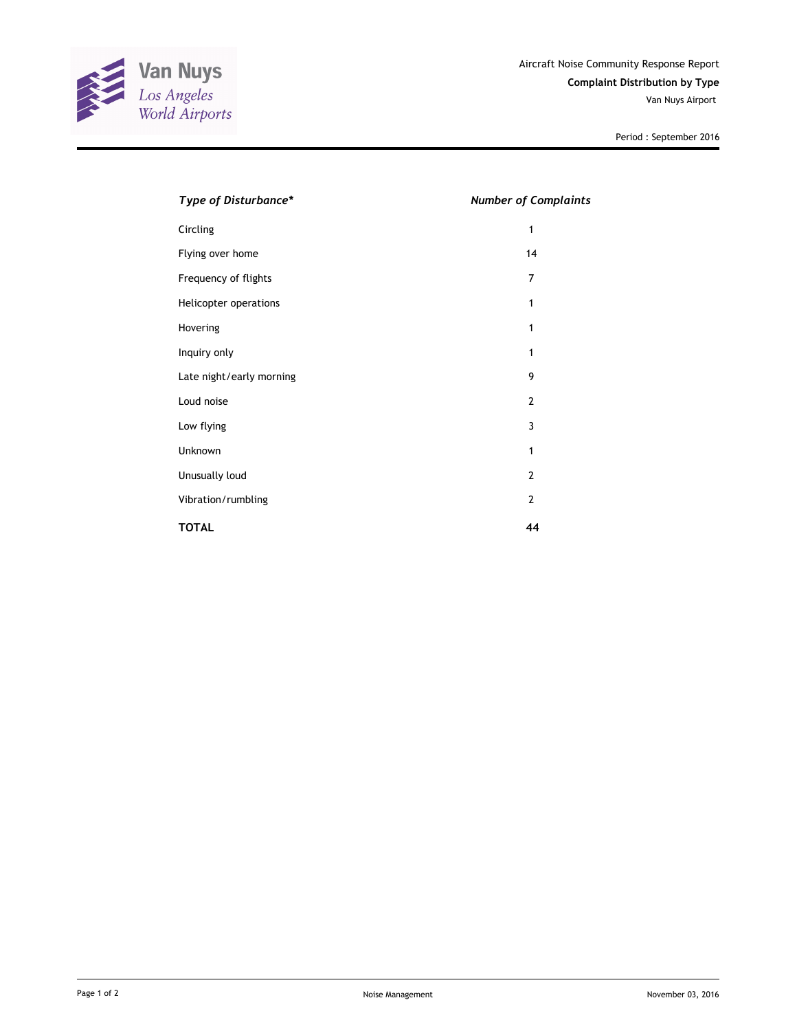Van Nuys
Los Angeles World Airports

Aircraft Noise Community Response Report

**Complaint Distribution by Type**

Van Nuys Airport

Period : September 2016

| *Type of Disturbance** | *Number of Complaints* |
|---|---|
| Circling | 1 |
| Flying over home | 14 |
| Frequency of flights | 7 |
| Helicopter operations | 1 |
| Hovering | 1 |
| Inquiry only | 1 |
| Late night/early morning | 9 |
| Loud noise | 2 |
| Low flying | 3 |
| Unknown | 1 |
| Unusually loud | 2 |
| Vibration/rumbling | 2 |
| **TOTAL** | **44** |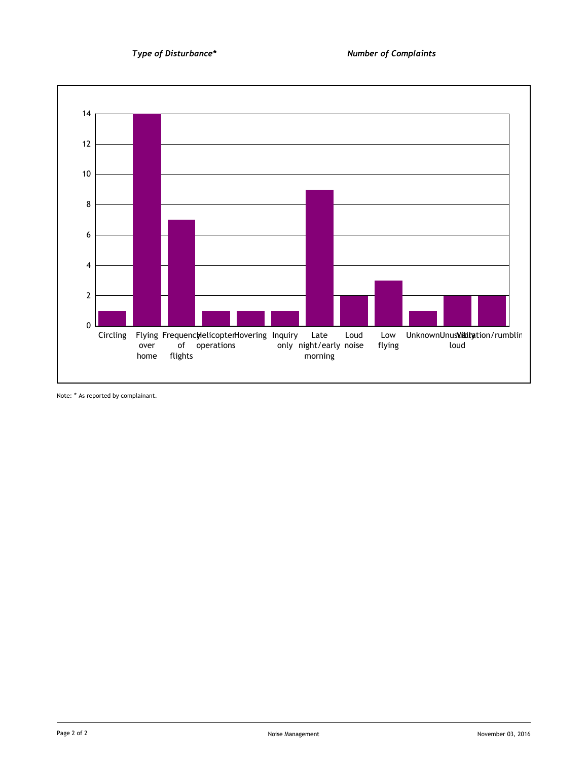*Type of Disturbance** | *Number of Complaints*

| Type of Disturbance | Number of Complaints |
|---|---|
| Circling | 1 |
| Flying over home | 14 |
| Frequency of flights | 7 |
| Helicopter operations | 1 |
| Hovering | 1 |
| Inquiry only | 1 |
| Late night/early morning | 9 |
| Loud noise | 2 |
| Low flying | 3 |
| Unknown | 1 |
| Unusually loud | 2 |
| Vibration/rumbling | 2 |

Note: * As reported by complainant.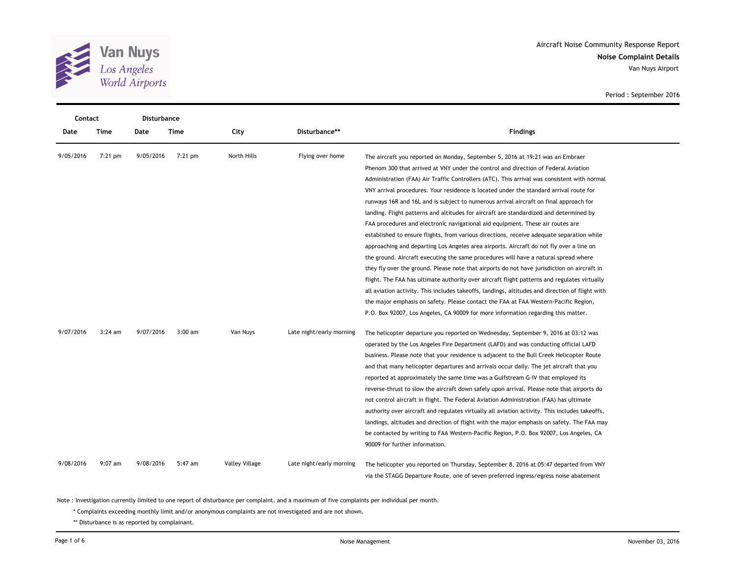Aircraft Noise Community Response Report

**Noise Complaint Details**

Van Nuys Airport

Period : September 2016

| Contact Date | Contact Time | Disturbance Date | Disturbance Time | City | Disturbance** | Findings |
|---|---|---|---|---|---|---|
| 9/05/2016 | 7:21 pm | 9/05/2016 | 7:21 pm | North Hills | Flying over home | The aircraft you reported on Monday, September 5, 2016 at 19:21 was an Embraer Phenom 300 that arrived at VNY under the control and direction of Federal Aviation Administration (FAA) Air Traffic Controllers (ATC). This arrival was consistent with normal VNY arrival procedures. Your residence is located under the standard arrival route for runways 16R and 16L and is subject to numerous arrival aircraft on final approach for landing. Flight patterns and altitudes for aircraft are standardized and determined by FAA procedures and electronic navigational aid equipment. These air routes are established to ensure flights, from various directions, receive adequate separation while approaching and departing Los Angeles area airports. Aircraft do not fly over a line on the ground. Aircraft executing the same procedures will have a natural spread where they fly over the ground. Please note that airports do not have jurisdiction on aircraft in flight. The FAA has ultimate authority over aircraft flight patterns and regulates virtually all aviation activity. This includes takeoffs, landings, altitudes and direction of flight with the major emphasis on safety. Please contact the FAA at FAA Western-Pacific Region, P.O. Box 92007, Los Angeles, CA 90009 for more information regarding this matter. |
| 9/07/2016 | 3:24 am | 9/07/2016 | 3:00 am | Van Nuys | Late night/early morning | The helicopter departure you reported on Wednesday, September 9, 2016 at 03:12 was operated by the Los Angeles Fire Department (LAFD) and was conducting official LAFD business. Please note that your residence is adjacent to the Bull Creek Helicopter Route and that many helicopter departures and arrivals occur daily. The jet aircraft that you reported at approximately the same time was a Gulfstream G-IV that employed its reverse-thrust to slow the aircraft down safely upon arrival. Please note that airports do not control aircraft in flight. The Federal Aviation Administration (FAA) has ultimate authority over aircraft and regulates virtually all aviation activity. This includes takeoffs, landings, altitudes and direction of flight with the major emphasis on safety. The FAA may be contacted by writing to FAA Western-Pacific Region, P.O. Box 92007, Los Angeles, CA 90009 for further information. |
| 9/08/2016 | 9:07 am | 9/08/2016 | 5:47 am | Valley Village | Late night/early morning | The helicopter you reported on Thursday, September 8, 2016 at 05:47 departed from VNY via the STAGG Departure Route, one of seven preferred ingress/egress noise abatement |

Note : Investigation currently limited to one report of disturbance per complaint, and a maximum of five complaints per individual per month.

\* Complaints exceeding monthly limit and/or anonymous complaints are not investigated and are not shown.

** Disturbance is as reported by complainant.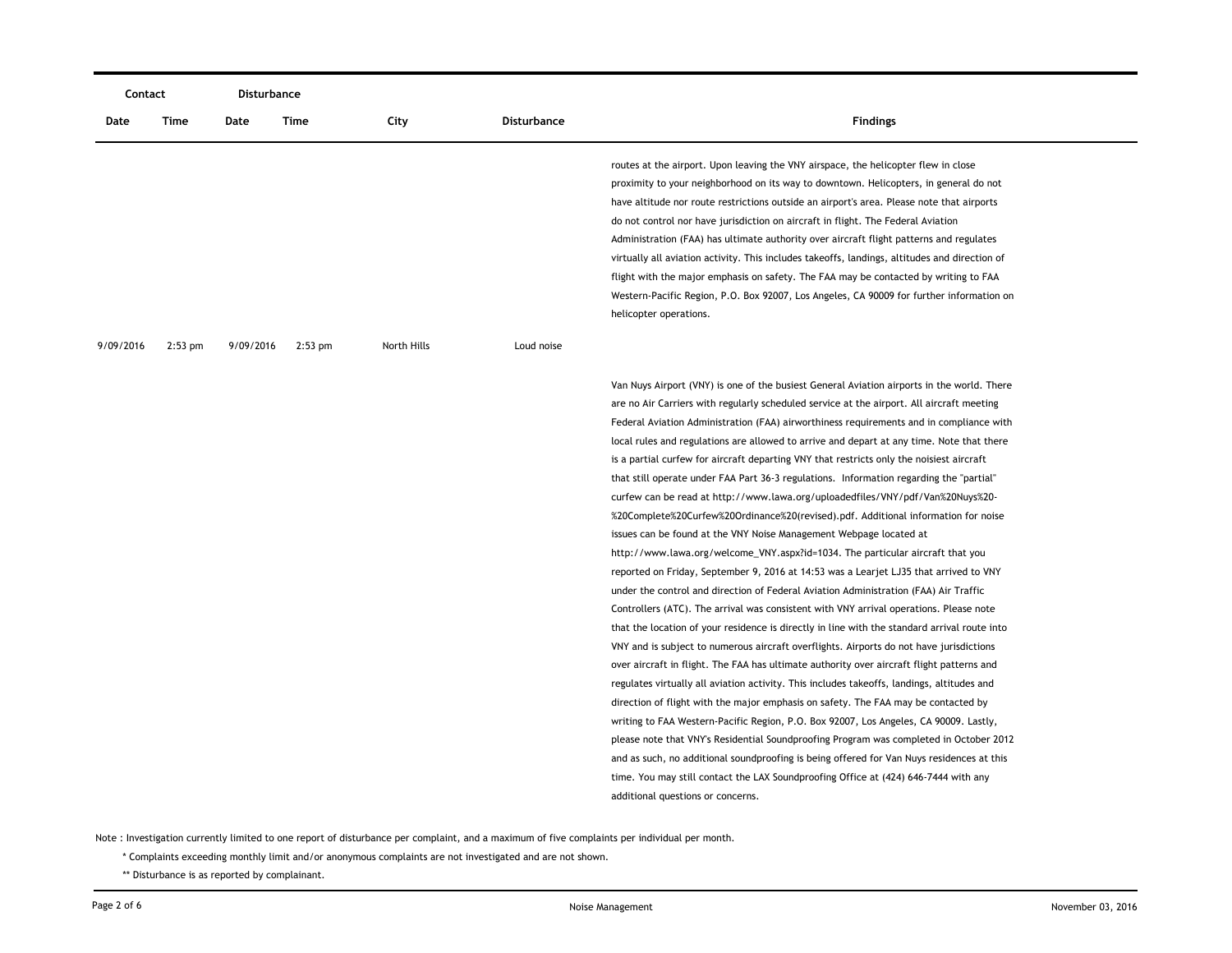| Contact | | Disturbance | | | | |
|---|---|---|---|---|---|---|
| Date | Time | Date | Time | City | Disturbance | Findings |
| | | | | | | routes at the airport. Upon leaving the VNY airspace, the helicopter flew in close proximity to your neighborhood on its way to downtown. Helicopters, in general do not have altitude nor route restrictions outside an airport's area. Please note that airports do not control nor have jurisdiction on aircraft in flight. The Federal Aviation Administration (FAA) has ultimate authority over aircraft flight patterns and regulates virtually all aviation activity. This includes takeoffs, landings, altitudes and direction of flight with the major emphasis on safety. The FAA may be contacted by writing to FAA Western-Pacific Region, P.O. Box 92007, Los Angeles, CA 90009 for further information on helicopter operations. |
| 9/09/2016 | 2:53 pm | 9/09/2016 | 2:53 pm | North Hills | Loud noise | Van Nuys Airport (VNY) is one of the busiest General Aviation airports in the world. There are no Air Carriers with regularly scheduled service at the airport. All aircraft meeting Federal Aviation Administration (FAA) airworthiness requirements and in compliance with local rules and regulations are allowed to arrive and depart at any time. Note that there is a partial curfew for aircraft departing VNY that restricts only the noisiest aircraft that still operate under FAA Part 36-3 regulations. Information regarding the "partial" curfew can be read at http://www.lawa.org/uploadedfiles/VNY/pdf/Van%20Nuys%20-%20Complete%20Curfew%20Ordinance%20(revised).pdf. Additional information for noise issues can be found at the VNY Noise Management Webpage located at http://www.lawa.org/welcome_VNY.aspx?id=1034. The particular aircraft that you reported on Friday, September 9, 2016 at 14:53 was a Learjet LJ35 that arrived to VNY under the control and direction of Federal Aviation Administration (FAA) Air Traffic Controllers (ATC). The arrival was consistent with VNY arrival operations. Please note that the location of your residence is directly in line with the standard arrival route into VNY and is subject to numerous aircraft overflights. Airports do not have jurisdictions over aircraft in flight. The FAA has ultimate authority over aircraft flight patterns and regulates virtually all aviation activity. This includes takeoffs, landings, altitudes and direction of flight with the major emphasis on safety. The FAA may be contacted by writing to FAA Western-Pacific Region, P.O. Box 92007, Los Angeles, CA 90009. Lastly, please note that VNY's Residential Soundproofing Program was completed in October 2012 and as such, no additional soundproofing is being offered for Van Nuys residences at this time. You may still contact the LAX Soundproofing Office at (424) 646-7444 with any additional questions or concerns. |

Note : Investigation currently limited to one report of disturbance per complaint, and a maximum of five complaints per individual per month.

\* Complaints exceeding monthly limit and/or anonymous complaints are not investigated and are not shown.

\*\* Disturbance is as reported by complainant.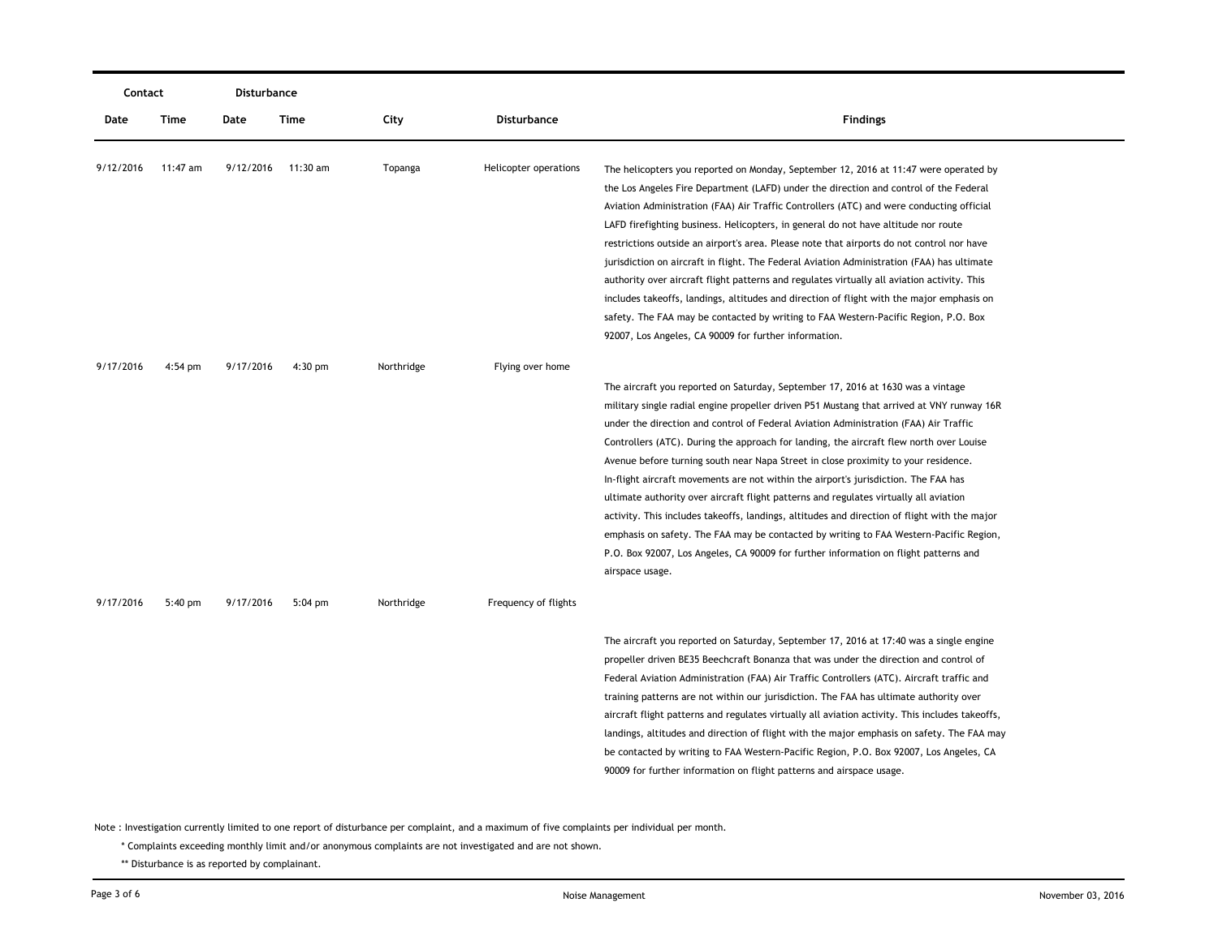| Contact | | Disturbance | | | | |
|---|---|---|---|---|---|---|
| Date | Time | Date | Time | City | Disturbance | Findings |
| 9/12/2016 | 11:47 am | 9/12/2016 | 11:30 am | Topanga | Helicopter operations | The helicopters you reported on Monday, September 12, 2016 at 11:47 were operated by the Los Angeles Fire Department (LAFD) under the direction and control of the Federal Aviation Administration (FAA) Air Traffic Controllers (ATC) and were conducting official LAFD firefighting business. Helicopters, in general do not have altitude nor route restrictions outside an airport's area. Please note that airports do not control nor have jurisdiction on aircraft in flight. The Federal Aviation Administration (FAA) has ultimate authority over aircraft flight patterns and regulates virtually all aviation activity. This includes takeoffs, landings, altitudes and direction of flight with the major emphasis on safety. The FAA may be contacted by writing to FAA Western-Pacific Region, P.O. Box 92007, Los Angeles, CA 90009 for further information. |
| 9/17/2016 | 4:54 pm | 9/17/2016 | 4:30 pm | Northridge | Flying over home | The aircraft you reported on Saturday, September 17, 2016 at 1630 was a vintage military single radial engine propeller driven P51 Mustang that arrived at VNY runway 16R under the direction and control of Federal Aviation Administration (FAA) Air Traffic Controllers (ATC). During the approach for landing, the aircraft flew north over Louise Avenue before turning south near Napa Street in close proximity to your residence. In-flight aircraft movements are not within the airport's jurisdiction. The FAA has ultimate authority over aircraft flight patterns and regulates virtually all aviation activity. This includes takeoffs, landings, altitudes and direction of flight with the major emphasis on safety. The FAA may be contacted by writing to FAA Western-Pacific Region, P.O. Box 92007, Los Angeles, CA 90009 for further information on flight patterns and airspace usage. |
| 9/17/2016 | 5:40 pm | 9/17/2016 | 5:04 pm | Northridge | Frequency of flights | The aircraft you reported on Saturday, September 17, 2016 at 17:40 was a single engine propeller driven BE35 Beechcraft Bonanza that was under the direction and control of Federal Aviation Administration (FAA) Air Traffic Controllers (ATC). Aircraft traffic and training patterns are not within our jurisdiction. The FAA has ultimate authority over aircraft flight patterns and regulates virtually all aviation activity. This includes takeoffs, landings, altitudes and direction of flight with the major emphasis on safety. The FAA may be contacted by writing to FAA Western-Pacific Region, P.O. Box 92007, Los Angeles, CA 90009 for further information on flight patterns and airspace usage. |

Note : Investigation currently limited to one report of disturbance per complaint, and a maximum of five complaints per individual per month.

\* Complaints exceeding monthly limit and/or anonymous complaints are not investigated and are not shown.

\*\* Disturbance is as reported by complainant.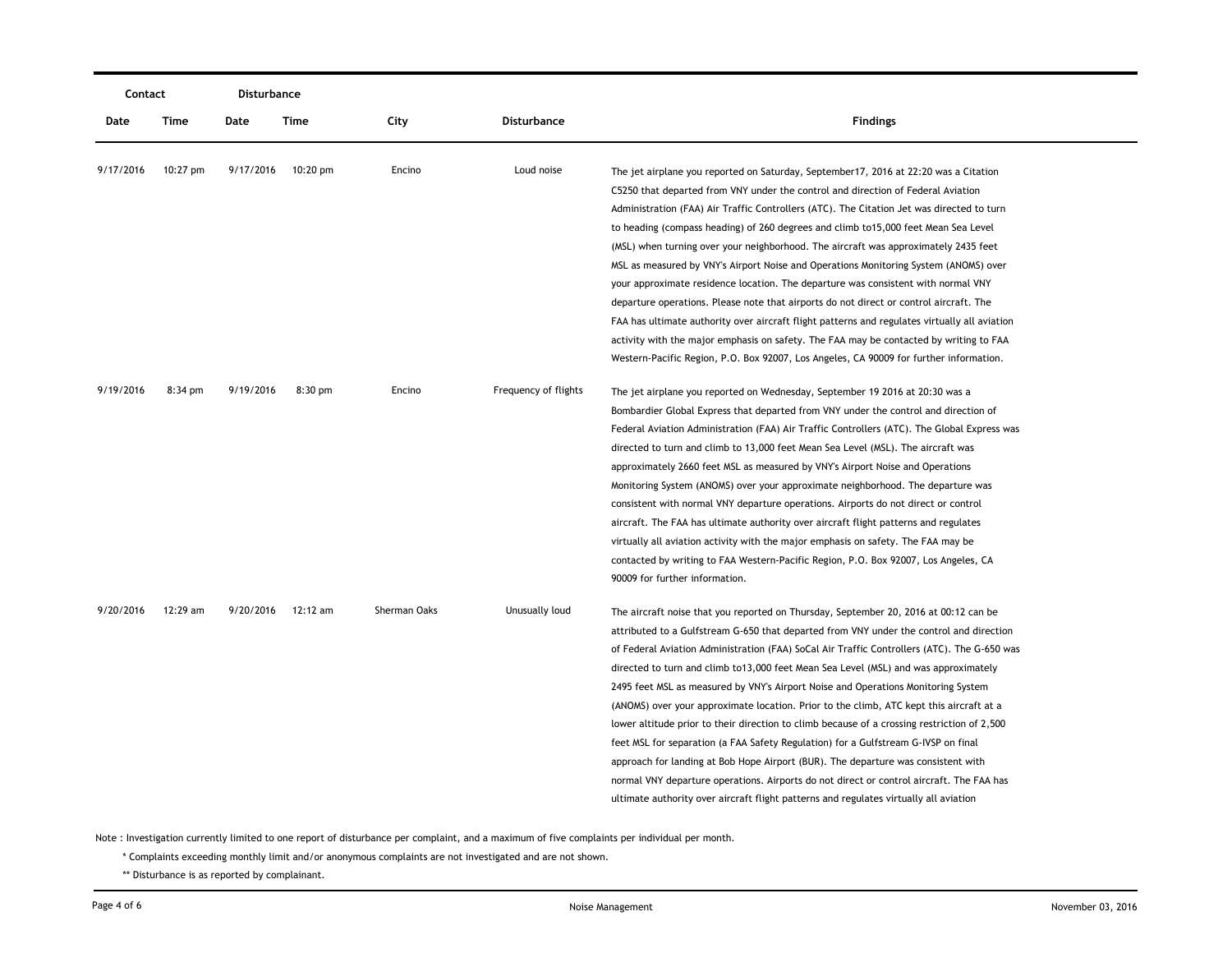| Contact | | Disturbance | | | | |
|---|---|---|---|---|---|---|
| Date | Time | Date | Time | City | Disturbance | Findings |
| 9/17/2016 | 10:27 pm | 9/17/2016 | 10:20 pm | Encino | Loud noise | The jet airplane you reported on Saturday, September17, 2016 at 22:20 was a Citation C5250 that departed from VNY under the control and direction of Federal Aviation Administration (FAA) Air Traffic Controllers (ATC). The Citation Jet was directed to turn to heading (compass heading) of 260 degrees and climb to15,000 feet Mean Sea Level (MSL) when turning over your neighborhood. The aircraft was approximately 2435 feet MSL as measured by VNY's Airport Noise and Operations Monitoring System (ANOMS) over your approximate residence location. The departure was consistent with normal VNY departure operations. Please note that airports do not direct or control aircraft. The FAA has ultimate authority over aircraft flight patterns and regulates virtually all aviation activity with the major emphasis on safety. The FAA may be contacted by writing to FAA Western-Pacific Region, P.O. Box 92007, Los Angeles, CA 90009 for further information. |
| 9/19/2016 | 8:34 pm | 9/19/2016 | 8:30 pm | Encino | Frequency of flights | The jet airplane you reported on Wednesday, September 19 2016 at 20:30 was a Bombardier Global Express that departed from VNY under the control and direction of Federal Aviation Administration (FAA) Air Traffic Controllers (ATC). The Global Express was directed to turn and climb to 13,000 feet Mean Sea Level (MSL). The aircraft was approximately 2660 feet MSL as measured by VNY's Airport Noise and Operations Monitoring System (ANOMS) over your approximate neighborhood. The departure was consistent with normal VNY departure operations. Airports do not direct or control aircraft. The FAA has ultimate authority over aircraft flight patterns and regulates virtually all aviation activity with the major emphasis on safety. The FAA may be contacted by writing to FAA Western-Pacific Region, P.O. Box 92007, Los Angeles, CA 90009 for further information. |
| 9/20/2016 | 12:29 am | 9/20/2016 | 12:12 am | Sherman Oaks | Unusually loud | The aircraft noise that you reported on Thursday, September 20, 2016 at 00:12 can be attributed to a Gulfstream G-650 that departed from VNY under the control and direction of Federal Aviation Administration (FAA) SoCal Air Traffic Controllers (ATC). The G-650 was directed to turn and climb to13,000 feet Mean Sea Level (MSL) and was approximately 2495 feet MSL as measured by VNY's Airport Noise and Operations Monitoring System (ANOMS) over your approximate location. Prior to the climb, ATC kept this aircraft at a lower altitude prior to their direction to climb because of a crossing restriction of 2,500 feet MSL for separation (a FAA Safety Regulation) for a Gulfstream G-IVSP on final approach for landing at Bob Hope Airport (BUR). The departure was consistent with normal VNY departure operations. Airports do not direct or control aircraft. The FAA has ultimate authority over aircraft flight patterns and regulates virtually all aviation |

Note : Investigation currently limited to one report of disturbance per complaint, and a maximum of five complaints per individual per month.

\* Complaints exceeding monthly limit and/or anonymous complaints are not investigated and are not shown.

\*\* Disturbance is as reported by complainant.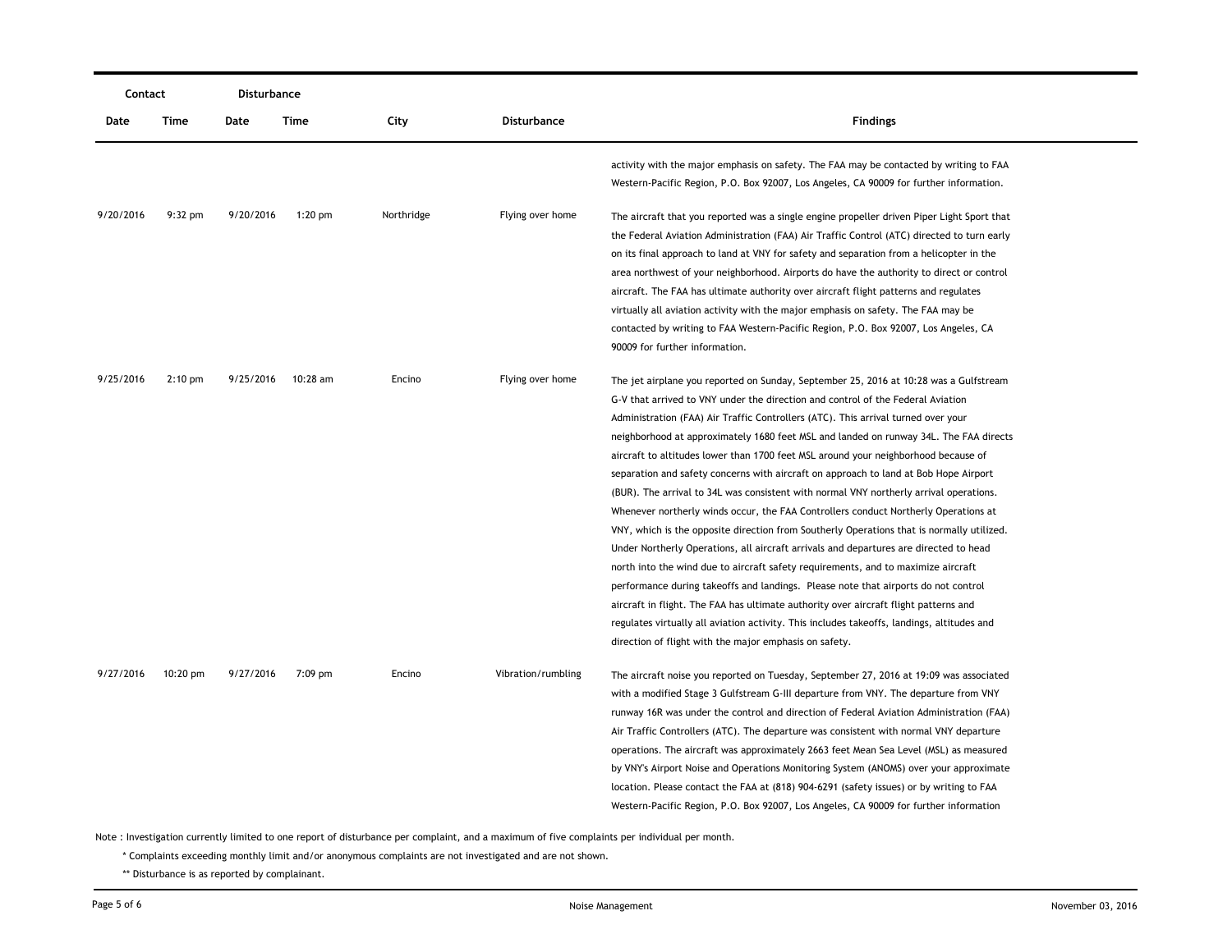| Contact | | Disturbance | | | | |
|---|---|---|---|---|---|---|
| Date | Time | Date | Time | City | Disturbance | Findings |
| | | | | | | activity with the major emphasis on safety. The FAA may be contacted by writing to FAA Western-Pacific Region, P.O. Box 92007, Los Angeles, CA 90009 for further information. |
| 9/20/2016 | 9:32 pm | 9/20/2016 | 1:20 pm | Northridge | Flying over home | The aircraft that you reported was a single engine propeller driven Piper Light Sport that the Federal Aviation Administration (FAA) Air Traffic Control (ATC) directed to turn early on its final approach to land at VNY for safety and separation from a helicopter in the area northwest of your neighborhood. Airports do have the authority to direct or control aircraft. The FAA has ultimate authority over aircraft flight patterns and regulates virtually all aviation activity with the major emphasis on safety. The FAA may be contacted by writing to FAA Western-Pacific Region, P.O. Box 92007, Los Angeles, CA 90009 for further information. |
| 9/25/2016 | 2:10 pm | 9/25/2016 | 10:28 am | Encino | Flying over home | The jet airplane you reported on Sunday, September 25, 2016 at 10:28 was a Gulfstream G-V that arrived to VNY under the direction and control of the Federal Aviation Administration (FAA) Air Traffic Controllers (ATC). This arrival turned over your neighborhood at approximately 1680 feet MSL and landed on runway 34L. The FAA directs aircraft to altitudes lower than 1700 feet MSL around your neighborhood because of separation and safety concerns with aircraft on approach to land at Bob Hope Airport (BUR). The arrival to 34L was consistent with normal VNY northerly arrival operations. Whenever northerly winds occur, the FAA Controllers conduct Northerly Operations at VNY, which is the opposite direction from Southerly Operations that is normally utilized. Under Northerly Operations, all aircraft arrivals and departures are directed to head north into the wind due to aircraft safety requirements, and to maximize aircraft performance during takeoffs and landings. Please note that airports do not control aircraft in flight. The FAA has ultimate authority over aircraft flight patterns and regulates virtually all aviation activity. This includes takeoffs, landings, altitudes and direction of flight with the major emphasis on safety. |
| 9/27/2016 | 10:20 pm | 9/27/2016 | 7:09 pm | Encino | Vibration/rumbling | The aircraft noise you reported on Tuesday, September 27, 2016 at 19:09 was associated with a modified Stage 3 Gulfstream G-III departure from VNY. The departure from VNY runway 16R was under the control and direction of Federal Aviation Administration (FAA) Air Traffic Controllers (ATC). The departure was consistent with normal VNY departure operations. The aircraft was approximately 2663 feet Mean Sea Level (MSL) as measured by VNY's Airport Noise and Operations Monitoring System (ANOMS) over your approximate location. Please contact the FAA at (818) 904-6291 (safety issues) or by writing to FAA Western-Pacific Region, P.O. Box 92007, Los Angeles, CA 90009 for further information |

Note : Investigation currently limited to one report of disturbance per complaint, and a maximum of five complaints per individual per month.

\* Complaints exceeding monthly limit and/or anonymous complaints are not investigated and are not shown.

** Disturbance is as reported by complainant.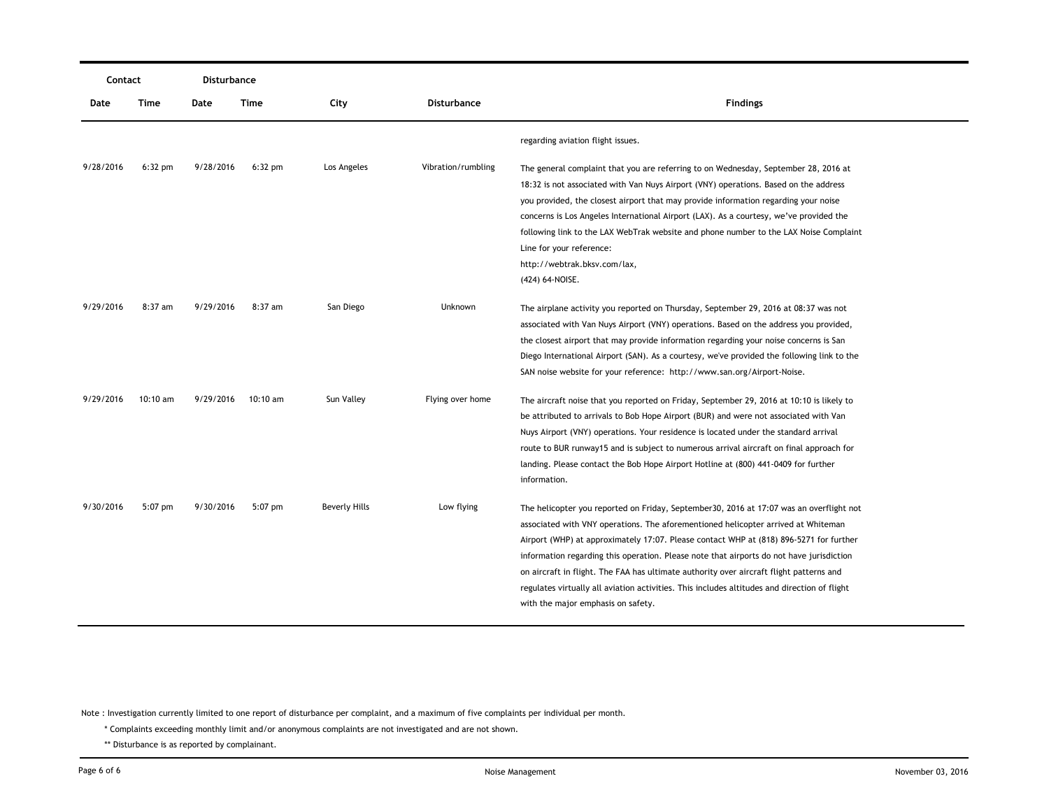| Contact | | Disturbance | | | | |
|---|---|---|---|---|---|---|
| Date | Time | Date | Time | City | Disturbance | Findings |
| | | | | | | regarding aviation flight issues. |
| 9/28/2016 | 6:32 pm | 9/28/2016 | 6:32 pm | Los Angeles | Vibration/rumbling | The general complaint that you are referring to on Wednesday, September 28, 2016 at 18:32 is not associated with Van Nuys Airport (VNY) operations. Based on the address you provided, the closest airport that may provide information regarding your noise concerns is Los Angeles International Airport (LAX). As a courtesy, we've provided the following link to the LAX WebTrak website and phone number to the LAX Noise Complaint Line for your reference: http://webtrak.bksv.com/lax, (424) 64-NOISE. |
| 9/29/2016 | 8:37 am | 9/29/2016 | 8:37 am | San Diego | Unknown | The airplane activity you reported on Thursday, September 29, 2016 at 08:37 was not associated with Van Nuys Airport (VNY) operations. Based on the address you provided, the closest airport that may provide information regarding your noise concerns is San Diego International Airport (SAN). As a courtesy, we've provided the following link to the SAN noise website for your reference: http://www.san.org/Airport-Noise. |
| 9/29/2016 | 10:10 am | 9/29/2016 | 10:10 am | Sun Valley | Flying over home | The aircraft noise that you reported on Friday, September 29, 2016 at 10:10 is likely to be attributed to arrivals to Bob Hope Airport (BUR) and were not associated with Van Nuys Airport (VNY) operations. Your residence is located under the standard arrival route to BUR runway15 and is subject to numerous arrival aircraft on final approach for landing. Please contact the Bob Hope Airport Hotline at (800) 441-0409 for further information. |
| 9/30/2016 | 5:07 pm | 9/30/2016 | 5:07 pm | Beverly Hills | Low flying | The helicopter you reported on Friday, September30, 2016 at 17:07 was an overflight not associated with VNY operations. The aforementioned helicopter arrived at Whiteman Airport (WHP) at approximately 17:07. Please contact WHP at (818) 896-5271 for further information regarding this operation. Please note that airports do not have jurisdiction on aircraft in flight. The FAA has ultimate authority over aircraft flight patterns and regulates virtually all aviation activities. This includes altitudes and direction of flight with the major emphasis on safety. |

Note : Investigation currently limited to one report of disturbance per complaint, and a maximum of five complaints per individual per month.

\* Complaints exceeding monthly limit and/or anonymous complaints are not investigated and are not shown.

\*\* Disturbance is as reported by complainant.